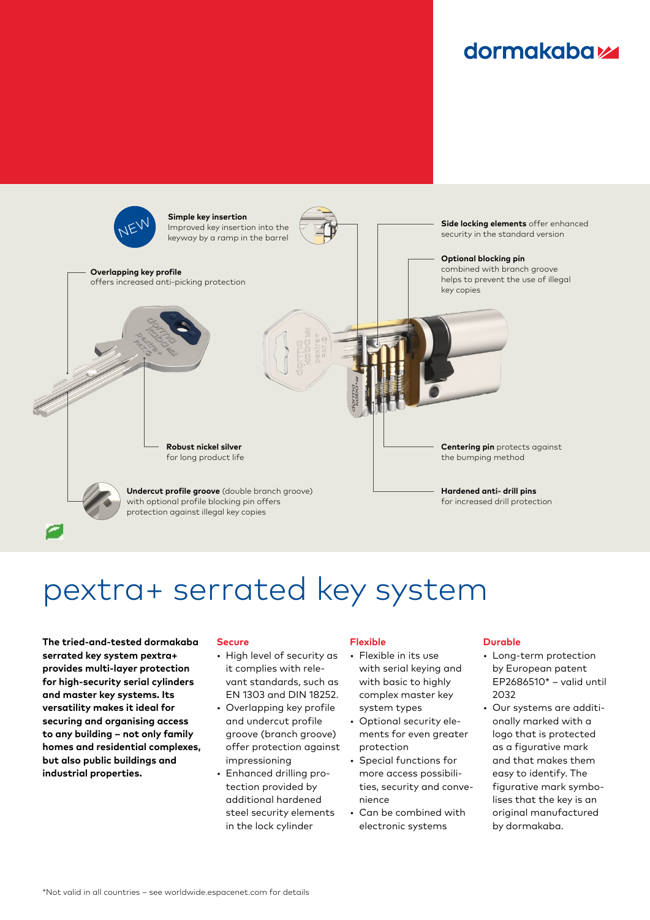dormakaba

NEW

**Simple key insertion**
Improved key insertion into the keyway by a ramp in the barrel

**Overlapping key profile**
offers increased anti-picking protection

**Side locking elements** offer enhanced security in the standard version

**Optional blocking pin**
combined with branch groove helps to prevent the use of illegal key copies

**Robust nickel silver**
for long product life

**Centering pin** protects against the bumping method

**Undercut profile groove** (double branch groove) with optional profile blocking pin offers protection against illegal key copies

**Hardened anti- drill pins**
for increased drill protection

# pextra+ serrated key system

**The tried-and-tested dormakaba serrated key system pextra+ provides multi-layer protection for high-security serial cylinders and master key systems. Its versatility makes it ideal for securing and organising access to any building – not only family homes and residential complexes, but also public buildings and industrial properties.**

## Secure

- High level of security as it complies with relevant standards, such as EN 1303 and DIN 18252.
- Overlapping key profile and undercut profile groove (branch groove) offer protection against impressioning
- Enhanced drilling protection provided by additional hardened steel security elements in the lock cylinder

## Flexible

- Flexible in its use with serial keying and with basic to highly complex master key system types
- Optional security elements for even greater protection
- Special functions for more access possibilities, security and convenience
- Can be combined with electronic systems

## Durable

- Long-term protection by European patent EP2686510* – valid until 2032
- Our systems are additionally marked with a logo that is protected as a figurative mark and that makes them easy to identify. The figurative mark symbolises that the key is an original manufactured by dormakaba.

*Not valid in all countries – see worldwide.espacenet.com for details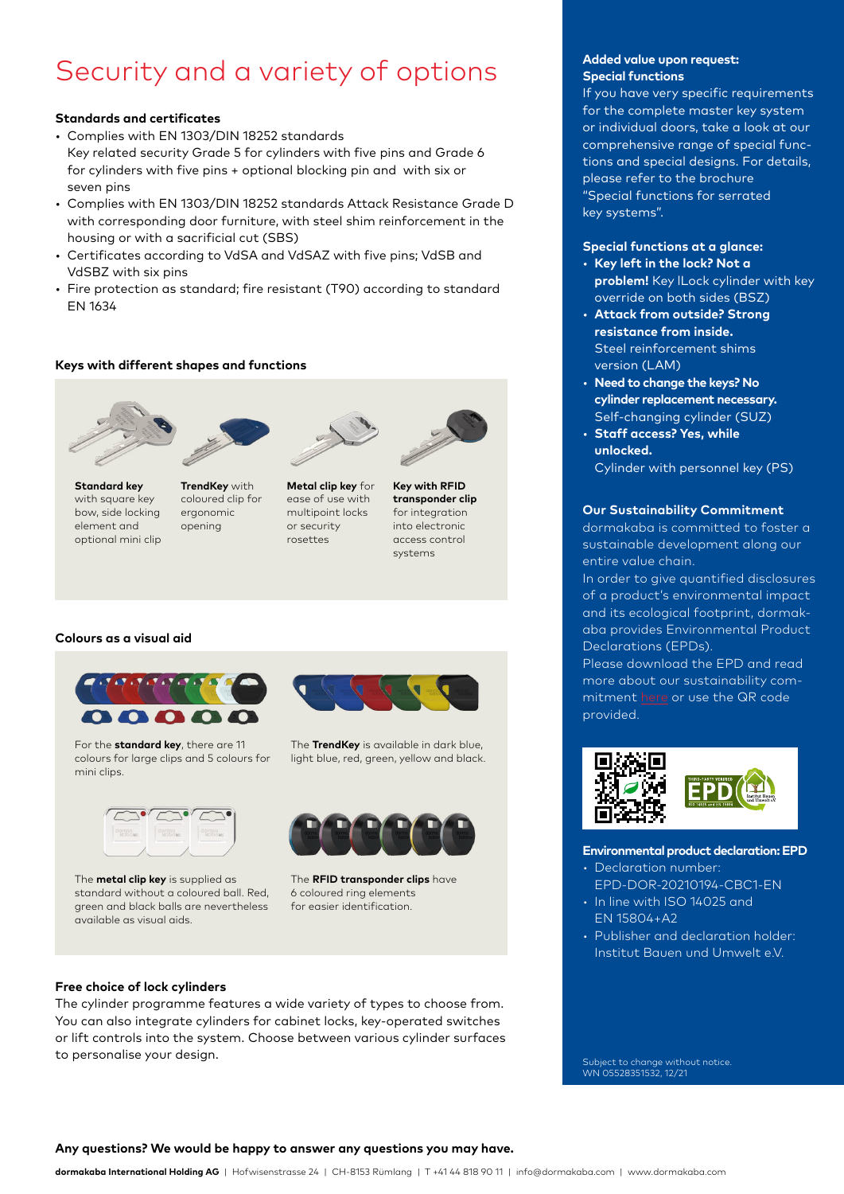# Security and a variety of options

**Standards and certificates**

- Complies with EN 1303/DIN 18252 standards
  Key related security Grade 5 for cylinders with five pins and Grade 6 for cylinders with five pins + optional blocking pin and with six or seven pins
- Complies with EN 1303/DIN 18252 standards Attack Resistance Grade D with corresponding door furniture, with steel shim reinforcement in the housing or with a sacrificial cut (SBS)
- Certificates according to VdSA and VdSAZ with five pins; VdSB and VdSBZ with six pins
- Fire protection as standard; fire resistant (T90) according to standard EN 1634

**Keys with different shapes and functions**

**Standard key** with square key bow, side locking element and optional mini clip

**TrendKey** with coloured clip for ergonomic opening

**Metal clip key** for ease of use with multipoint locks or security rosettes

**Key with RFID transponder clip** for integration into electronic access control systems

**Colours as a visual aid**

For the **standard key**, there are 11 colours for large clips and 5 colours for mini clips.

The **TrendKey** is available in dark blue, light blue, red, green, yellow and black.

The **metal clip key** is supplied as standard without a coloured ball. Red, green and black balls are nevertheless available as visual aids.

The **RFID transponder clips** have 6 coloured ring elements for easier identification.

**Free choice of lock cylinders**

The cylinder programme features a wide variety of types to choose from. You can also integrate cylinders for cabinet locks, key-operated switches or lift controls into the system. Choose between various cylinder surfaces to personalise your design.

**Added value upon request: Special functions**

If you have very specific requirements for the complete master key system or individual doors, take a look at our comprehensive range of special functions and special designs. For details, please refer to the brochure "Special functions for serrated key systems".

**Special functions at a glance:**

- **Key left in the lock? Not a problem!** Key ILock cylinder with key override on both sides (BSZ)
- **Attack from outside? Strong resistance from inside.** Steel reinforcement shims version (LAM)
- **Need to change the keys? No cylinder replacement necessary.** Self-changing cylinder (SUZ)
- **Staff access? Yes, while unlocked.** Cylinder with personnel key (PS)

**Our Sustainability Commitment**

dormakaba is committed to foster a sustainable development along our entire value chain.
In order to give quantified disclosures of a product's environmental impact and its ecological footprint, dormakaba provides Environmental Product Declarations (EPDs).
Please download the EPD and read more about our sustainability commitment here or use the QR code provided.

**Environmental product declaration: EPD**

- Declaration number: EPD-DOR-20210194-CBC1-EN
- In line with ISO 14025 and EN 15804+A2
- Publisher and declaration holder: Institut Bauen und Umwelt e.V.

Subject to change without notice.
WN 05528351532, 12/21

**Any questions? We would be happy to answer any questions you may have.**

**dormakaba International Holding AG** | Hofwisenstrasse 24 | CH-8153 Rümlang | T +41 44 818 90 11 | info@dormakaba.com | www.dormakaba.com